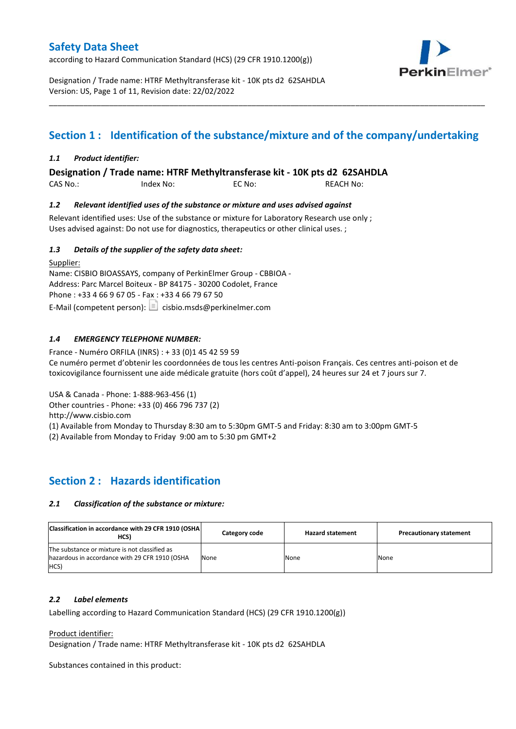# Safety Data Sheet

according to Hazard Communication Standard (HCS) (29 CFR 1910.1200(g))

Designation / Trade name: HTRF Methyltransferase kit - 10K pts d2 62SAHDLA
Version: US, Page 1 of 11, Revision date: 22/02/2022

## Section 1 : Identification of the substance/mixture and of the company/undertaking

### 1.1 *Product identifier:*

**Designation / Trade name: HTRF Methyltransferase kit - 10K pts d2 62SAHDLA**

CAS No.: Index No: EC No: REACH No:

### 1.2 *Relevant identified uses of the substance or mixture and uses advised against*

Relevant identified uses: Use of the substance or mixture for Laboratory Research use only ;
Uses advised against: Do not use for diagnostics, therapeutics or other clinical uses. ;

### 1.3 *Details of the supplier of the safety data sheet:*

Supplier:
Name: CISBIO BIOASSAYS, company of PerkinElmer Group - CBBIOA -
Address: Parc Marcel Boiteux - BP 84175 - 30200 Codolet, France
Phone : +33 4 66 9 67 05 - Fax : +33 4 66 79 67 50
E-Mail (competent person): cisbio.msds@perkinelmer.com

### 1.4 *EMERGENCY TELEPHONE NUMBER:*

France - Numéro ORFILA (INRS) : + 33 (0)1 45 42 59 59
Ce numéro permet d'obtenir les coordonnées de tous les centres Anti-poison Français. Ces centres anti-poison et de toxicovigilance fournissent une aide médicale gratuite (hors coût d'appel), 24 heures sur 24 et 7 jours sur 7.

USA & Canada - Phone: 1-888-963-456 (1)
Other countries - Phone: +33 (0) 466 796 737 (2)
http://www.cisbio.com
(1) Available from Monday to Thursday 8:30 am to 5:30pm GMT-5 and Friday: 8:30 am to 3:00pm GMT-5
(2) Available from Monday to Friday 9:00 am to 5:30 pm GMT+2

## Section 2 : Hazards identification

### 2.1 *Classification of the substance or mixture:*

| Classification in accordance with 29 CFR 1910 (OSHA HCS) | Category code | Hazard statement | Precautionary statement |
|---|---|---|---|
| The substance or mixture is not classified as hazardous in accordance with 29 CFR 1910 (OSHA HCS) | None | None | None |

### 2.2 *Label elements*

Labelling according to Hazard Communication Standard (HCS) (29 CFR 1910.1200(g))

Product identifier:
Designation / Trade name: HTRF Methyltransferase kit - 10K pts d2 62SAHDLA

Substances contained in this product: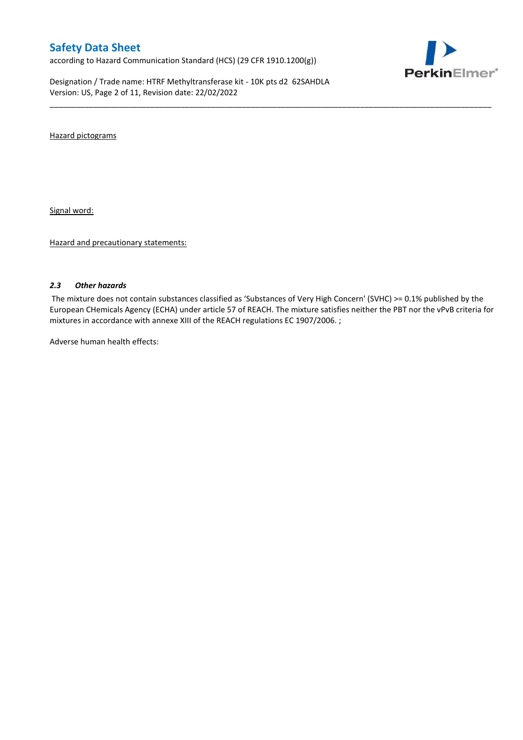Hazard pictograms

Signal word:

Hazard and precautionary statements:

### *2.3 Other hazards*

The mixture does not contain substances classified as 'Substances of Very High Concern' (SVHC) >= 0.1% published by the European CHemicals Agency (ECHA) under article 57 of REACH. The mixture satisfies neither the PBT nor the vPvB criteria for mixtures in accordance with annexe XIII of the REACH regulations EC 1907/2006. ;

Adverse human health effects: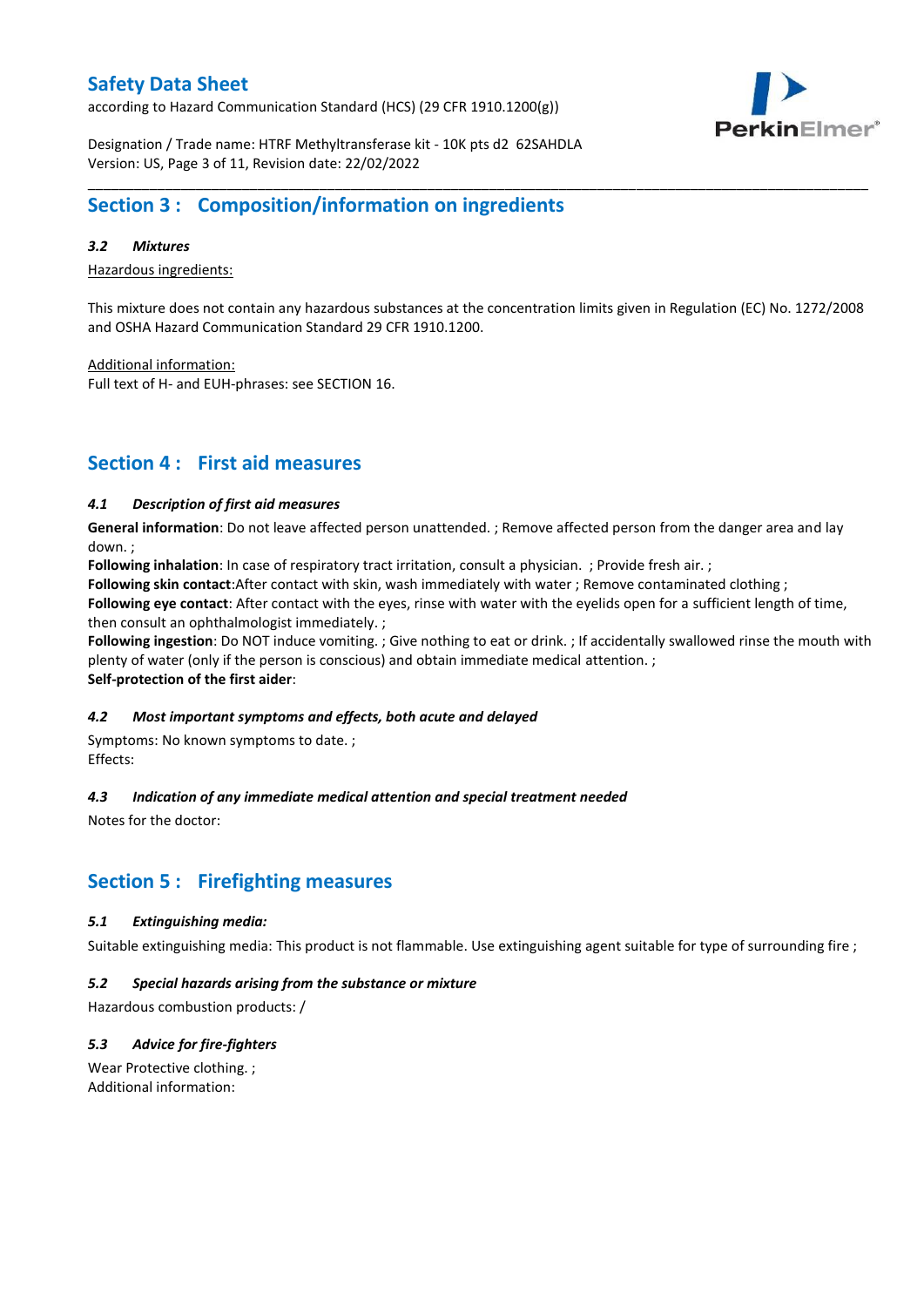## Section 3 : Composition/information on ingredients

### *3.2 Mixtures*

Hazardous ingredients:

This mixture does not contain any hazardous substances at the concentration limits given in Regulation (EC) No. 1272/2008 and OSHA Hazard Communication Standard 29 CFR 1910.1200.

Additional information:
Full text of H- and EUH-phrases: see SECTION 16.

## Section 4 : First aid measures

### *4.1 Description of first aid measures*

**General information**: Do not leave affected person unattended. ; Remove affected person from the danger area and lay down. ;
**Following inhalation**: In case of respiratory tract irritation, consult a physician. ; Provide fresh air. ;
**Following skin contact**:After contact with skin, wash immediately with water ; Remove contaminated clothing ;
**Following eye contact**: After contact with the eyes, rinse with water with the eyelids open for a sufficient length of time, then consult an ophthalmologist immediately. ;
**Following ingestion**: Do NOT induce vomiting. ; Give nothing to eat or drink. ; If accidentally swallowed rinse the mouth with plenty of water (only if the person is conscious) and obtain immediate medical attention. ;
**Self-protection of the first aider**:

### *4.2 Most important symptoms and effects, both acute and delayed*

Symptoms: No known symptoms to date. ;
Effects:

### *4.3 Indication of any immediate medical attention and special treatment needed*

Notes for the doctor:

## Section 5 : Firefighting measures

### *5.1 Extinguishing media:*

Suitable extinguishing media: This product is not flammable. Use extinguishing agent suitable for type of surrounding fire ;

### *5.2 Special hazards arising from the substance or mixture*

Hazardous combustion products: /

### *5.3 Advice for fire-fighters*

Wear Protective clothing. ;
Additional information: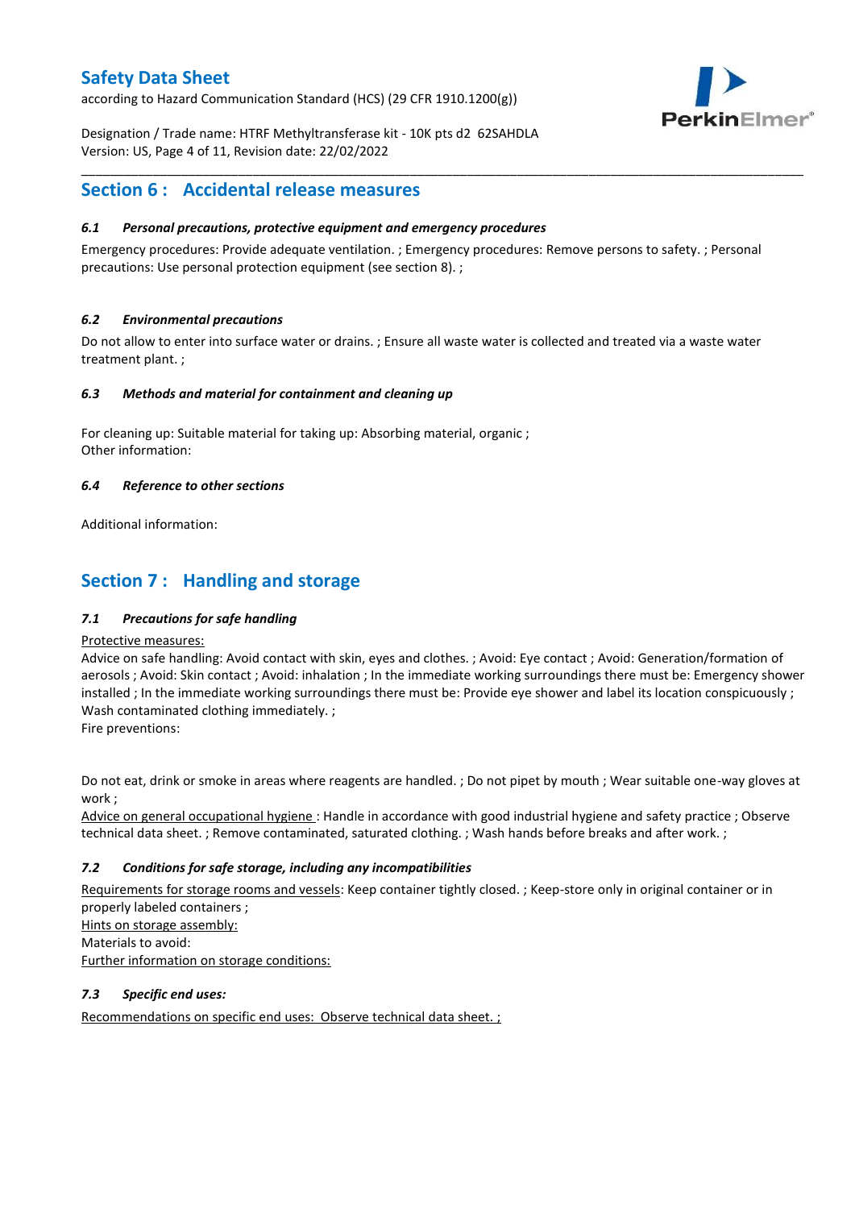## Section 6 : Accidental release measures

### 6.1 Personal precautions, protective equipment and emergency procedures

Emergency procedures: Provide adequate ventilation. ; Emergency procedures: Remove persons to safety. ; Personal precautions: Use personal protection equipment (see section 8). ;

### 6.2 Environmental precautions

Do not allow to enter into surface water or drains. ; Ensure all waste water is collected and treated via a waste water treatment plant. ;

### 6.3 Methods and material for containment and cleaning up

For cleaning up: Suitable material for taking up: Absorbing material, organic ;
Other information:

### 6.4 Reference to other sections

Additional information:

## Section 7 : Handling and storage

### 7.1 Precautions for safe handling

Protective measures:
Advice on safe handling: Avoid contact with skin, eyes and clothes. ; Avoid: Eye contact ; Avoid: Generation/formation of aerosols ; Avoid: Skin contact ; Avoid: inhalation ; In the immediate working surroundings there must be: Emergency shower installed ; In the immediate working surroundings there must be: Provide eye shower and label its location conspicuously ; Wash contaminated clothing immediately. ;
Fire preventions:

Do not eat, drink or smoke in areas where reagents are handled. ; Do not pipet by mouth ; Wear suitable one-way gloves at work ;
Advice on general occupational hygiene : Handle in accordance with good industrial hygiene and safety practice ; Observe technical data sheet. ; Remove contaminated, saturated clothing. ; Wash hands before breaks and after work. ;

### 7.2 Conditions for safe storage, including any incompatibilities

Requirements for storage rooms and vessels: Keep container tightly closed. ; Keep-store only in original container or in properly labeled containers ;
Hints on storage assembly:
Materials to avoid:
Further information on storage conditions:

### 7.3 Specific end uses:

Recommendations on specific end uses: Observe technical data sheet. ;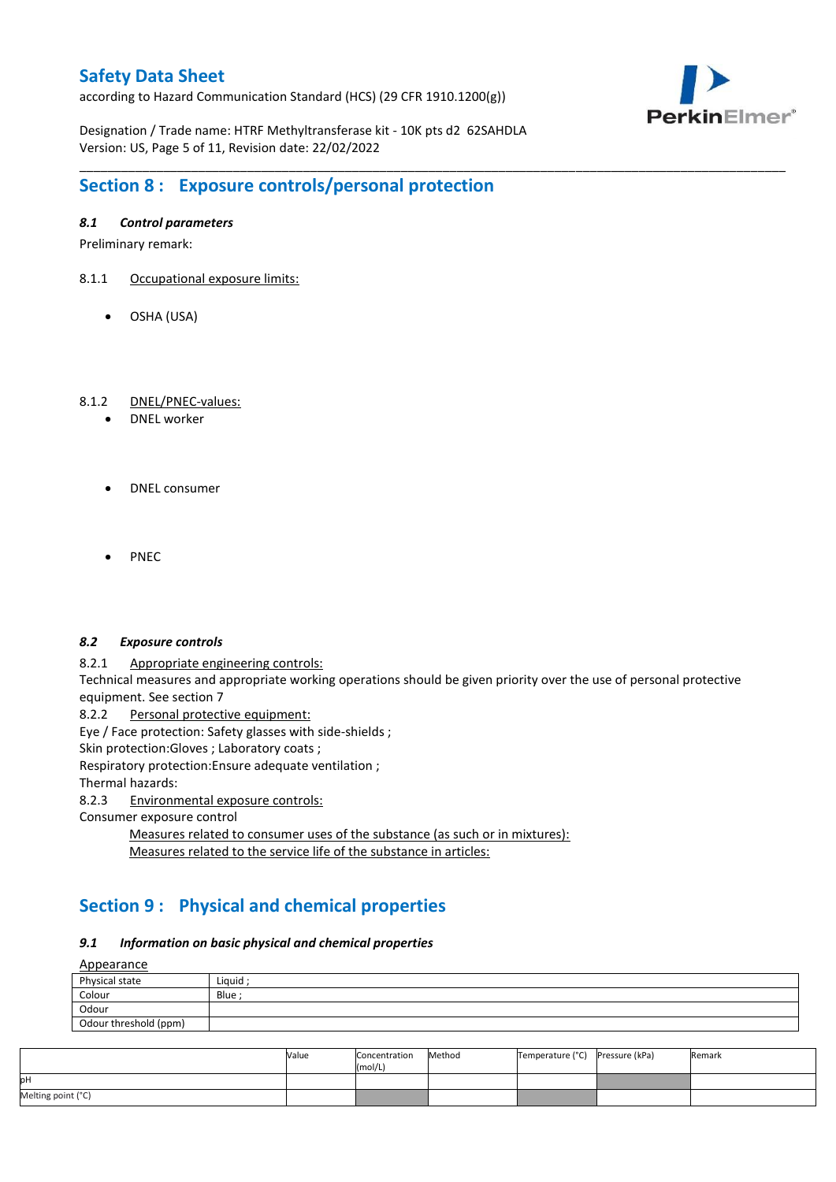## Section 8 : Exposure controls/personal protection

### *8.1 Control parameters*

Preliminary remark:

8.1.1 Occupational exposure limits:

- OSHA (USA)

8.1.2 DNEL/PNEC-values:

- DNEL worker

- DNEL consumer

- PNEC

### *8.2 Exposure controls*

8.2.1 Appropriate engineering controls:

Technical measures and appropriate working operations should be given priority over the use of personal protective equipment. See section 7

8.2.2 Personal protective equipment:

Eye / Face protection: Safety glasses with side-shields ;

Skin protection:Gloves ; Laboratory coats ;

Respiratory protection:Ensure adequate ventilation ;

Thermal hazards:

8.2.3 Environmental exposure controls:

Consumer exposure control

Measures related to consumer uses of the substance (as such or in mixtures):

Measures related to the service life of the substance in articles:

## Section 9 : Physical and chemical properties

### *9.1 Information on basic physical and chemical properties*

Appearance

| | |
|---|---|
| Physical state | Liquid ; |
| Colour | Blue ; |
| Odour | |
| Odour threshold (ppm) | |

| | Value | Concentration (mol/L) | Method | Temperature (°C) | Pressure (kPa) | Remark |
|---|---|---|---|---|---|---|
| pH | | | | | | |
| Melting point (°C) | | | | | | |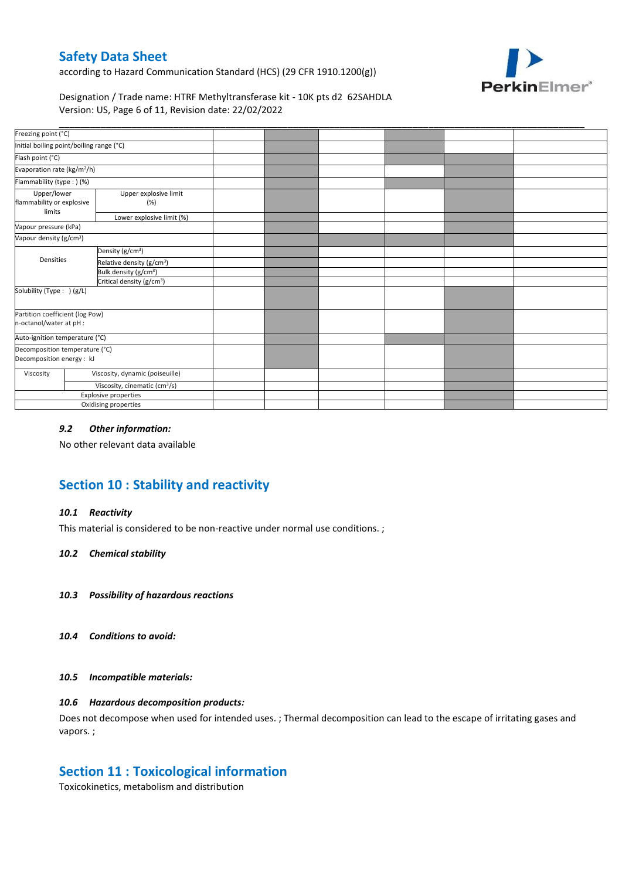| | | | | | | | |
|---|---|---|---|---|---|---|---|
| Freezing point (°C) | | | | | | | |
| Initial boiling point/boiling range (°C) | | | | | | | |
| Flash point (°C) | | | | | | | |
| Evaporation rate (kg/m²/h) | | | | | | | |
| Flammability (type : ) (%) | | | | | | | |
| Upper/lower flammability or explosive limits | Upper explosive limit (%) | | | | | | |
| | Lower explosive limit (%) | | | | | | |
| Vapour pressure (kPa) | | | | | | | |
| Vapour density (g/cm³) | | | | | | | |
| Densities | Density (g/cm³) | | | | | | |
| | Relative density (g/cm³) | | | | | | |
| | Bulk density (g/cm³) | | | | | | |
| | Critical density (g/cm³) | | | | | | |
| Solubility (Type : ) (g/L) | | | | | | | |
| Partition coefficient (log Pow) n-octanol/water at pH : | | | | | | | |
| Auto-ignition temperature (°C) | | | | | | | |
| Decomposition temperature (°C) Decomposition energy : kJ | | | | | | | |
| Viscosity | Viscosity, dynamic (poiseuille) | | | | | | |
| | Viscosity, cinematic (cm³/s) | | | | | | |
| Explosive properties | | | | | | | |
| Oxidising properties | | | | | | | |

### *9.2 Other information:*

No other relevant data available

## Section 10 : Stability and reactivity

### *10.1 Reactivity*

This material is considered to be non-reactive under normal use conditions. ;

### *10.2 Chemical stability*

### *10.3 Possibility of hazardous reactions*

### *10.4 Conditions to avoid:*

### *10.5 Incompatible materials:*

### *10.6 Hazardous decomposition products:*

Does not decompose when used for intended uses. ; Thermal decomposition can lead to the escape of irritating gases and vapors. ;

## Section 11 : Toxicological information

Toxicokinetics, metabolism and distribution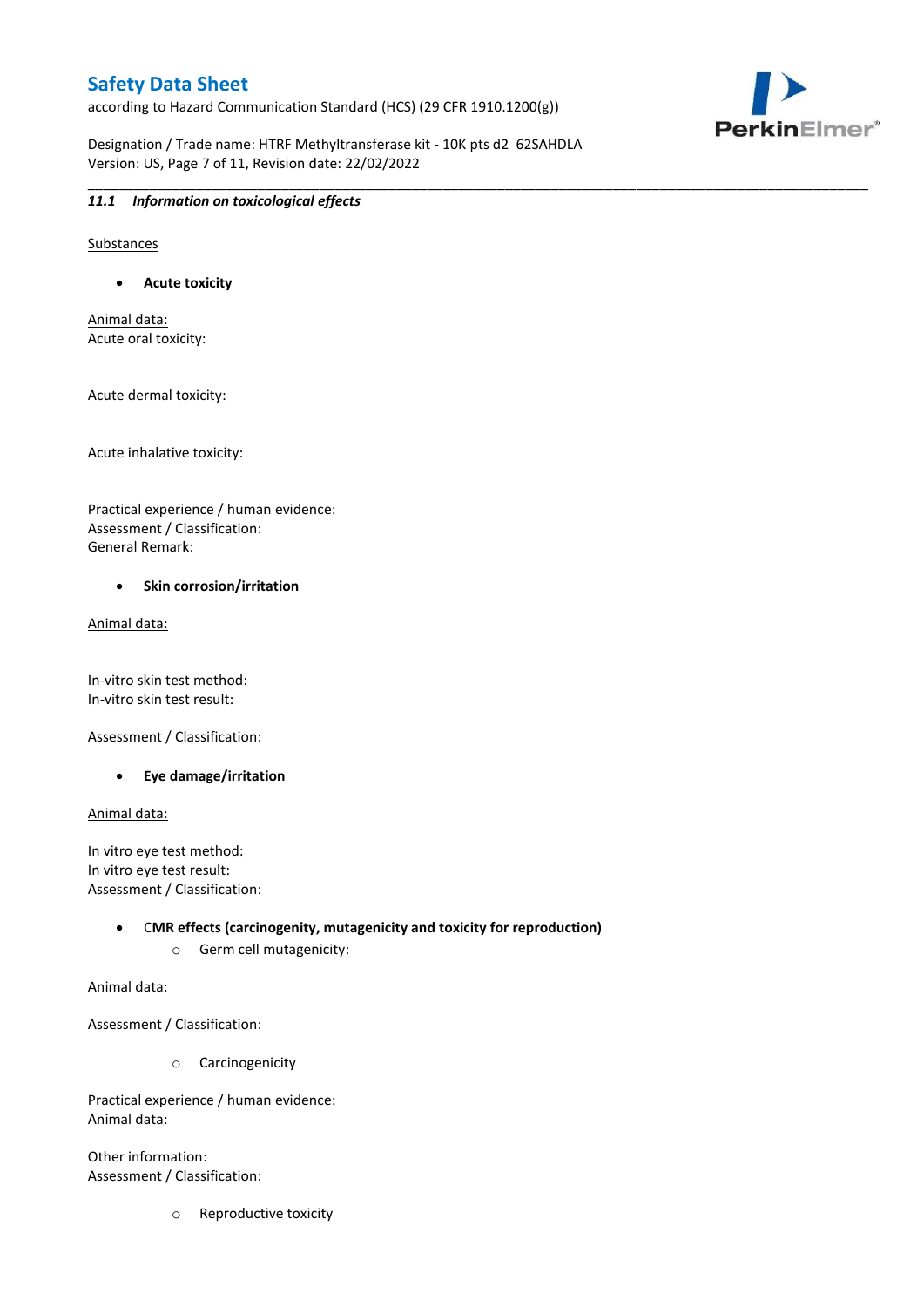### 11.1 *Information on toxicological effects*

Substances

- **Acute toxicity**

Animal data:
Acute oral toxicity:

Acute dermal toxicity:

Acute inhalative toxicity:

Practical experience / human evidence:
Assessment / Classification:
General Remark:

- **Skin corrosion/irritation**

Animal data:

In-vitro skin test method:
In-vitro skin test result:

Assessment / Classification:

- **Eye damage/irritation**

Animal data:

In vitro eye test method:
In vitro eye test result:
Assessment / Classification:

- **CMR effects (carcinogenity, mutagenicity and toxicity for reproduction)**
    - Germ cell mutagenicity:

Animal data:

Assessment / Classification:

- Carcinogenicity

Practical experience / human evidence:
Animal data:

Other information:
Assessment / Classification:

- Reproductive toxicity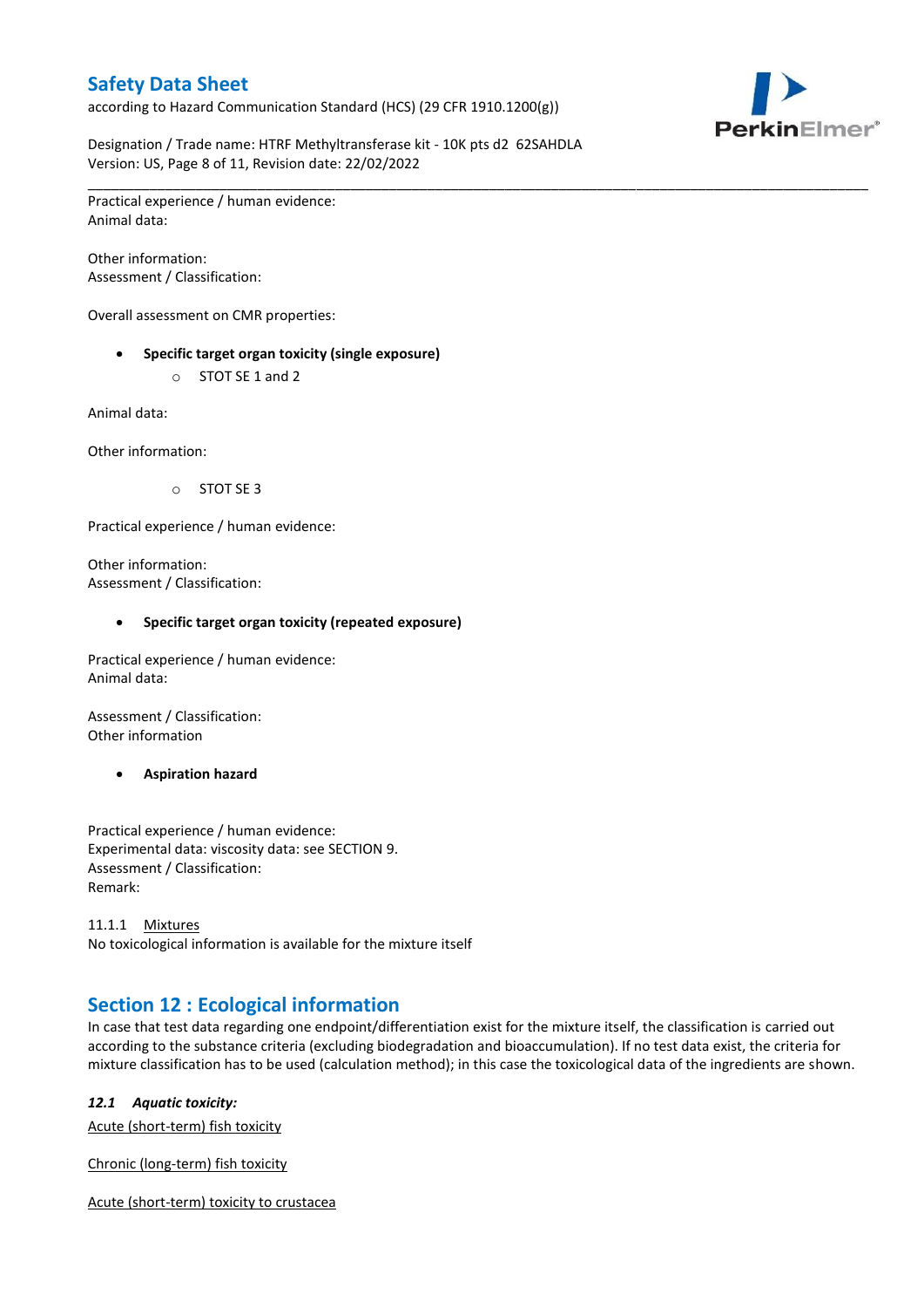Practical experience / human evidence:
Animal data:

Other information:
Assessment / Classification:

Overall assessment on CMR properties:

- **Specific target organ toxicity (single exposure)**
    - STOT SE 1 and 2

Animal data:

Other information:

- STOT SE 3

Practical experience / human evidence:

Other information:
Assessment / Classification:

- **Specific target organ toxicity (repeated exposure)**

Practical experience / human evidence:
Animal data:

Assessment / Classification:
Other information

- **Aspiration hazard**

Practical experience / human evidence:
Experimental data: viscosity data: see SECTION 9.
Assessment / Classification:
Remark:

11.1.1 Mixtures
No toxicological information is available for the mixture itself

## Section 12 : Ecological information

In case that test data regarding one endpoint/differentiation exist for the mixture itself, the classification is carried out according to the substance criteria (excluding biodegradation and bioaccumulation). If no test data exist, the criteria for mixture classification has to be used (calculation method); in this case the toxicological data of the ingredients are shown.

### *12.1 Aquatic toxicity:*

Acute (short-term) fish toxicity

Chronic (long-term) fish toxicity

Acute (short-term) toxicity to crustacea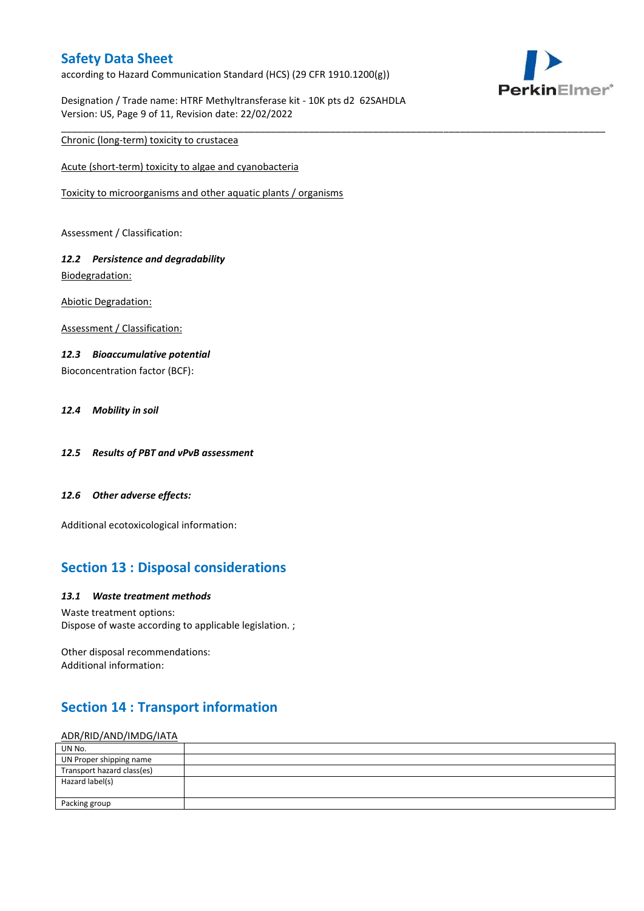Chronic (long-term) toxicity to crustacea

Acute (short-term) toxicity to algae and cyanobacteria

Toxicity to microorganisms and other aquatic plants / organisms

Assessment / Classification:

### *12.2 Persistence and degradability*

Biodegradation:

Abiotic Degradation:

Assessment / Classification:

### *12.3 Bioaccumulative potential*

Bioconcentration factor (BCF):

### *12.4 Mobility in soil*

### *12.5 Results of PBT and vPvB assessment*

### *12.6 Other adverse effects:*

Additional ecotoxicological information:

## Section 13 : Disposal considerations

### *13.1 Waste treatment methods*

Waste treatment options:
Dispose of waste according to applicable legislation. ;

Other disposal recommendations:
Additional information:

## Section 14 : Transport information

ADR/RID/AND/IMDG/IATA

| | |
|---|---|
| UN No. | |
| UN Proper shipping name | |
| Transport hazard class(es) | |
| Hazard label(s) | |
| Packing group | |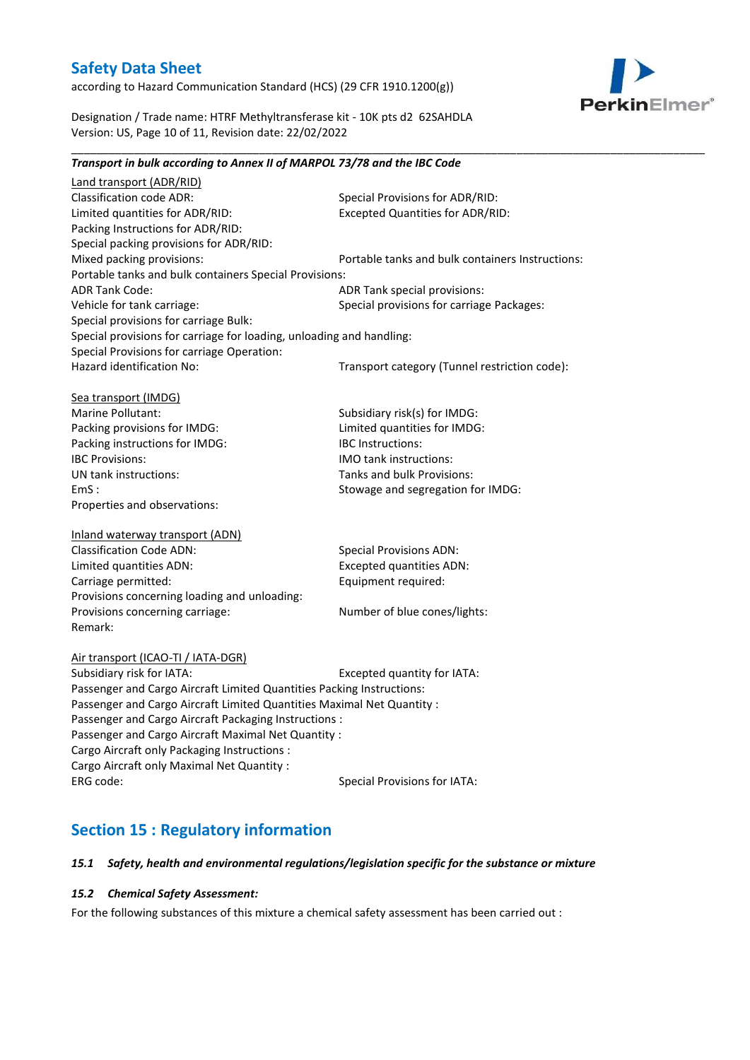***Transport in bulk according to Annex II of MARPOL 73/78 and the IBC Code***

Land transport (ADR/RID)

Classification code ADR:
Special Provisions for ADR/RID:
Limited quantities for ADR/RID:
Excepted Quantities for ADR/RID:
Packing Instructions for ADR/RID:
Special packing provisions for ADR/RID:
Mixed packing provisions:
Portable tanks and bulk containers Instructions:
Portable tanks and bulk containers Special Provisions:
ADR Tank Code:
ADR Tank special provisions:
Vehicle for tank carriage:
Special provisions for carriage Packages:
Special provisions for carriage Bulk:
Special provisions for carriage for loading, unloading and handling:
Special Provisions for carriage Operation:
Hazard identification No:
Transport category (Tunnel restriction code):

Sea transport (IMDG)

Marine Pollutant:
Subsidiary risk(s) for IMDG:
Packing provisions for IMDG:
Limited quantities for IMDG:
Packing instructions for IMDG:
IBC Instructions:
IBC Provisions:
IMO tank instructions:
UN tank instructions:
Tanks and bulk Provisions:
EmS :
Stowage and segregation for IMDG:
Properties and observations:

Inland waterway transport (ADN)

Classification Code ADN:
Special Provisions ADN:
Limited quantities ADN:
Excepted quantities ADN:
Carriage permitted:
Equipment required:
Provisions concerning loading and unloading:
Provisions concerning carriage:
Number of blue cones/lights:
Remark:

Air transport (ICAO-TI / IATA-DGR)

Subsidiary risk for IATA:
Excepted quantity for IATA:
Passenger and Cargo Aircraft Limited Quantities Packing Instructions:
Passenger and Cargo Aircraft Limited Quantities Maximal Net Quantity :
Passenger and Cargo Aircraft Packaging Instructions :
Passenger and Cargo Aircraft Maximal Net Quantity :
Cargo Aircraft only Packaging Instructions :
Cargo Aircraft only Maximal Net Quantity :
ERG code:
Special Provisions for IATA:

## Section 15 : Regulatory information

***15.1 Safety, health and environmental regulations/legislation specific for the substance or mixture***

***15.2 Chemical Safety Assessment:***

For the following substances of this mixture a chemical safety assessment has been carried out :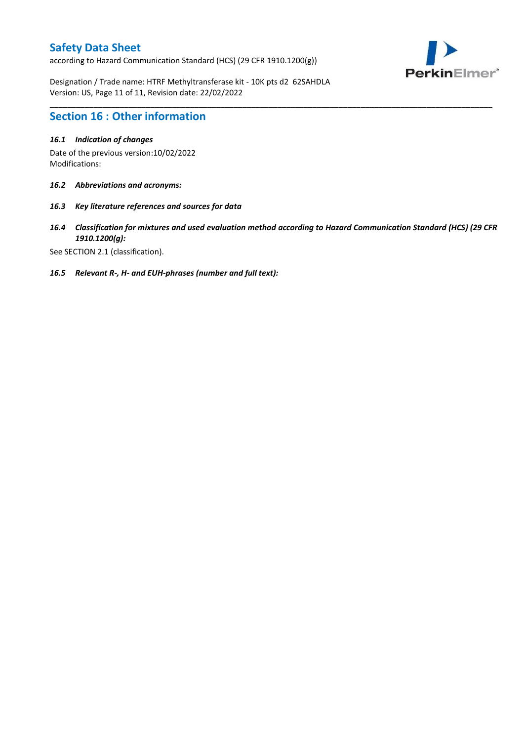## Section 16 : Other information

### *16.1 Indication of changes*

Date of the previous version:10/02/2022
Modifications:

### *16.2 Abbreviations and acronyms:*

### *16.3 Key literature references and sources for data*

### *16.4 Classification for mixtures and used evaluation method according to Hazard Communication Standard (HCS) (29 CFR 1910.1200(g):*

See SECTION 2.1 (classification).

### *16.5 Relevant R-, H- and EUH-phrases (number and full text):*